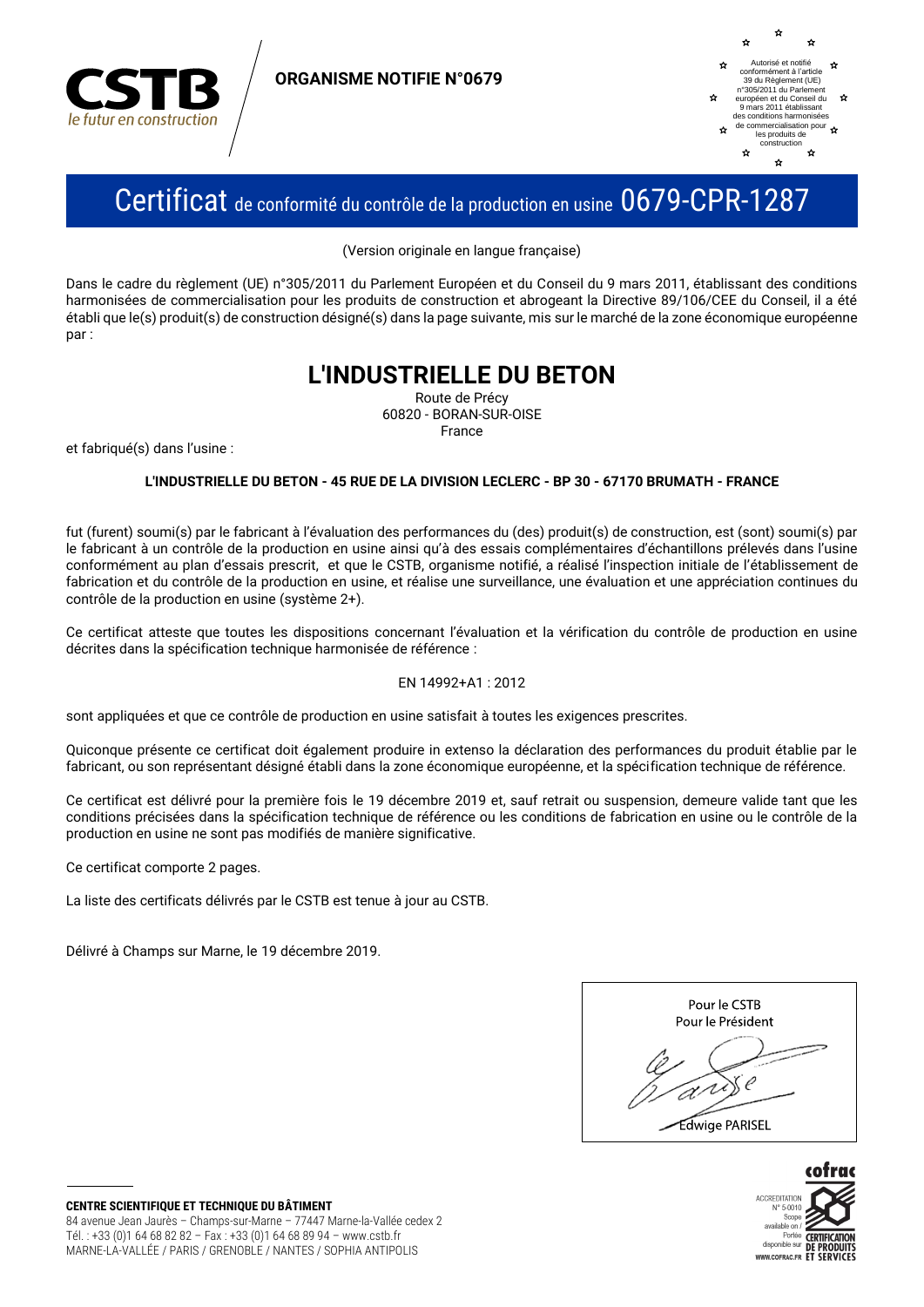**CSTB**
*le futur en construction*

**ORGANISME NOTIFIE N°0679**

Autorisé et notifié conformément à l'article 39 du Règlement (UE) n°305/2011 du Parlement européen et du Conseil du 9 mars 2011 établissant des conditions harmonisées de commercialisation pour les produits de construction

# Certificat de conformité du contrôle de la production en usine 0679-CPR-1287

(Version originale en langue française)

Dans le cadre du règlement (UE) n°305/2011 du Parlement Européen et du Conseil du 9 mars 2011, établissant des conditions harmonisées de commercialisation pour les produits de construction et abrogeant la Directive 89/106/CEE du Conseil, il a été établi que le(s) produit(s) de construction désigné(s) dans la page suivante, mis sur le marché de la zone économique européenne par :

## L'INDUSTRIELLE DU BETON

Route de Précy
60820 - BORAN-SUR-OISE
France

et fabriqué(s) dans l'usine :

**L'INDUSTRIELLE DU BETON - 45 RUE DE LA DIVISION LECLERC - BP 30 - 67170 BRUMATH - FRANCE**

fut (furent) soumi(s) par le fabricant à l'évaluation des performances du (des) produit(s) de construction, est (sont) soumi(s) par le fabricant à un contrôle de la production en usine ainsi qu'à des essais complémentaires d'échantillons prélevés dans l'usine conformément au plan d'essais prescrit, et que le CSTB, organisme notifié, a réalisé l'inspection initiale de l'établissement de fabrication et du contrôle de la production en usine, et réalise une surveillance, une évaluation et une appréciation continues du contrôle de la production en usine (système 2+).

Ce certificat atteste que toutes les dispositions concernant l'évaluation et la vérification du contrôle de production en usine décrites dans la spécification technique harmonisée de référence :

EN 14992+A1 : 2012

sont appliquées et que ce contrôle de production en usine satisfait à toutes les exigences prescrites.

Quiconque présente ce certificat doit également produire in extenso la déclaration des performances du produit établie par le fabricant, ou son représentant désigné établi dans la zone économique européenne, et la spécification technique de référence.

Ce certificat est délivré pour la première fois le 19 décembre 2019 et, sauf retrait ou suspension, demeure valide tant que les conditions précisées dans la spécification technique de référence ou les conditions de fabrication en usine ou le contrôle de la production en usine ne sont pas modifiés de manière significative.

Ce certificat comporte 2 pages.

La liste des certificats délivrés par le CSTB est tenue à jour au CSTB.

Délivré à Champs sur Marne, le 19 décembre 2019.

Pour le CSTB
Pour le Président

Edwige PARISEL

**CENTRE SCIENTIFIQUE ET TECHNIQUE DU BÂTIMENT**
84 avenue Jean Jaurès – Champs-sur-Marne – 77447 Marne-la-Vallée cedex 2
Tél. : +33 (0)1 64 68 82 82 – Fax : +33 (0)1 64 68 89 94 – www.cstb.fr
MARNE-LA-VALLÉE / PARIS / GRENOBLE / NANTES / SOPHIA ANTIPOLIS

cofrac
ACCREDITATION N° 5-0010
Scope available on / Portée disponible sur WWW.COFRAC.FR
CERTIFICATION DE PRODUITS ET SERVICES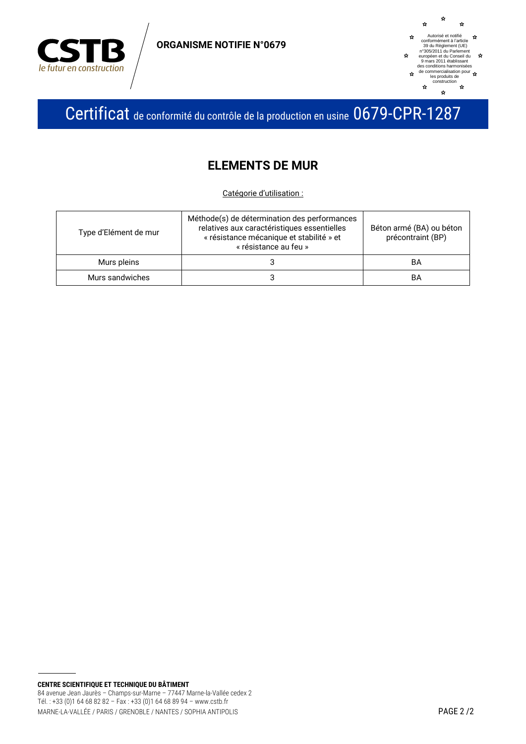# Certificat de conformité du contrôle de la production en usine 0679-CPR-1287

## ELEMENTS DE MUR

Catégorie d'utilisation :

| Type d'Elément de mur | Méthode(s) de détermination des performances relatives aux caractéristiques essentielles « résistance mécanique et stabilité » et « résistance au feu » | Béton armé (BA) ou béton précontraint (BP) |
|---|---|---|
| Murs pleins | 3 | BA |
| Murs sandwiches | 3 | BA |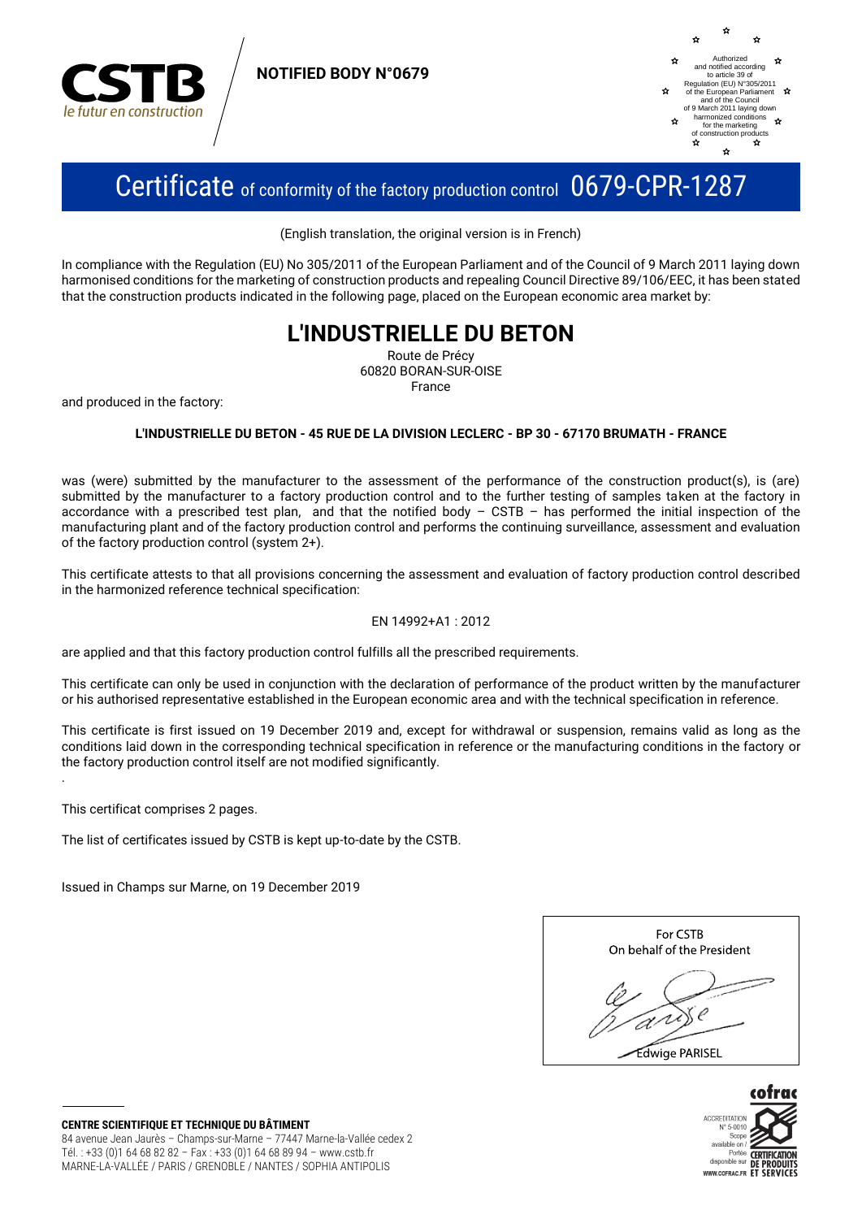CSTB
*le futur en construction*

**NOTIFIED BODY N°0679**

Authorized and notified according to article 39 of Regulation (EU) N°305/2011 of the European Parliament and of the Council of 9 March 2011 laying down harmonized conditions for the marketing of construction products

# Certificate of conformity of the factory production control 0679-CPR-1287

(English translation, the original version is in French)

In compliance with the Regulation (EU) No 305/2011 of the European Parliament and of the Council of 9 March 2011 laying down harmonised conditions for the marketing of construction products and repealing Council Directive 89/106/EEC, it has been stated that the construction products indicated in the following page, placed on the European economic area market by:

## L'INDUSTRIELLE DU BETON

Route de Précy
60820 BORAN-SUR-OISE
France

and produced in the factory:

**L'INDUSTRIELLE DU BETON - 45 RUE DE LA DIVISION LECLERC - BP 30 - 67170 BRUMATH - FRANCE**

was (were) submitted by the manufacturer to the assessment of the performance of the construction product(s), is (are) submitted by the manufacturer to a factory production control and to the further testing of samples taken at the factory in accordance with a prescribed test plan, and that the notified body – CSTB – has performed the initial inspection of the manufacturing plant and of the factory production control and performs the continuing surveillance, assessment and evaluation of the factory production control (system 2+).

This certificate attests to that all provisions concerning the assessment and evaluation of factory production control described in the harmonized reference technical specification:

EN 14992+A1 : 2012

are applied and that this factory production control fulfills all the prescribed requirements.

This certificate can only be used in conjunction with the declaration of performance of the product written by the manufacturer or his authorised representative established in the European economic area and with the technical specification in reference.

This certificate is first issued on 19 December 2019 and, except for withdrawal or suspension, remains valid as long as the conditions laid down in the corresponding technical specification in reference or the manufacturing conditions in the factory or the factory production control itself are not modified significantly.

This certificat comprises 2 pages.

The list of certificates issued by CSTB is kept up-to-date by the CSTB.

Issued in Champs sur Marne, on 19 December 2019

For CSTB
On behalf of the President

Edwige PARISEL

**CENTRE SCIENTIFIQUE ET TECHNIQUE DU BÂTIMENT**
84 avenue Jean Jaurès – Champs-sur-Marne – 77447 Marne-la-Vallée cedex 2
Tél. : +33 (0)1 64 68 82 82 – Fax : +33 (0)1 64 68 89 94 – www.cstb.fr
MARNE-LA-VALLÉE / PARIS / GRENOBLE / NANTES / SOPHIA ANTIPOLIS

cofrac
ACCREDITATION N° 5-0010
Scope available on / Portée disponible sur WWW.COFRAC.FR
CERTIFICATION DE PRODUITS ET SERVICES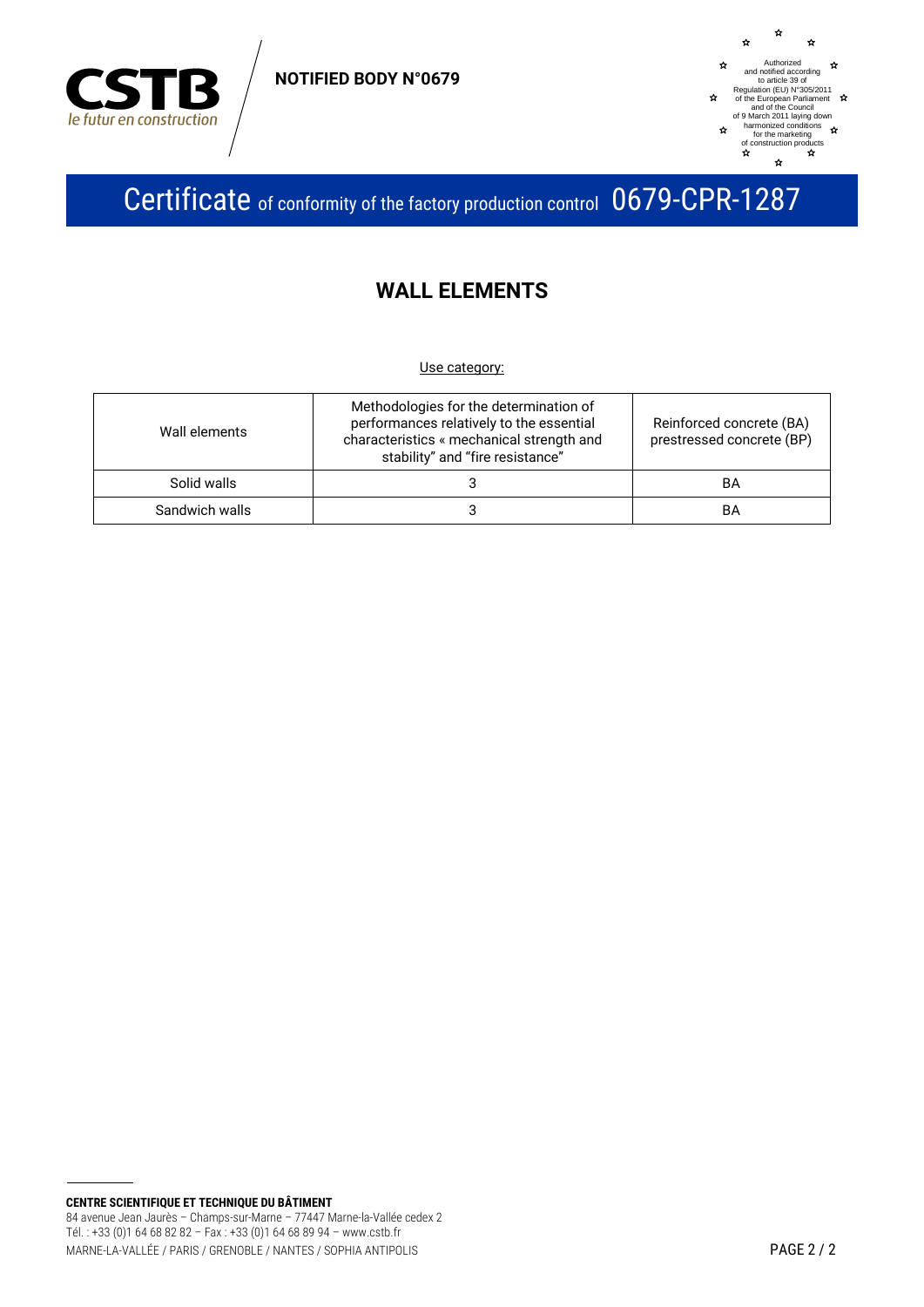CSTB
le futur en construction

**NOTIFIED BODY N°0679**

Authorized and notified according to article 39 of Regulation (EU) N°305/2011 of the European Parliament and of the Council of 9 March 2011 laying down harmonized conditions for the marketing of construction products

# Certificate of conformity of the factory production control 0679-CPR-1287

## WALL ELEMENTS

Use category:

| Wall elements | Methodologies for the determination of performances relatively to the essential characteristics « mechanical strength and stability” and “fire resistance” | Reinforced concrete (BA) prestressed concrete (BP) |
|---|---|---|
| Solid walls | 3 | BA |
| Sandwich walls | 3 | BA |

**CENTRE SCIENTIFIQUE ET TECHNIQUE DU BÂTIMENT**
84 avenue Jean Jaurès – Champs-sur-Marne – 77447 Marne-la-Vallée cedex 2
Tél. : +33 (0)1 64 68 82 82 – Fax : +33 (0)1 64 68 89 94 – www.cstb.fr
MARNE-LA-VALLÉE / PARIS / GRENOBLE / NANTES / SOPHIA ANTIPOLIS